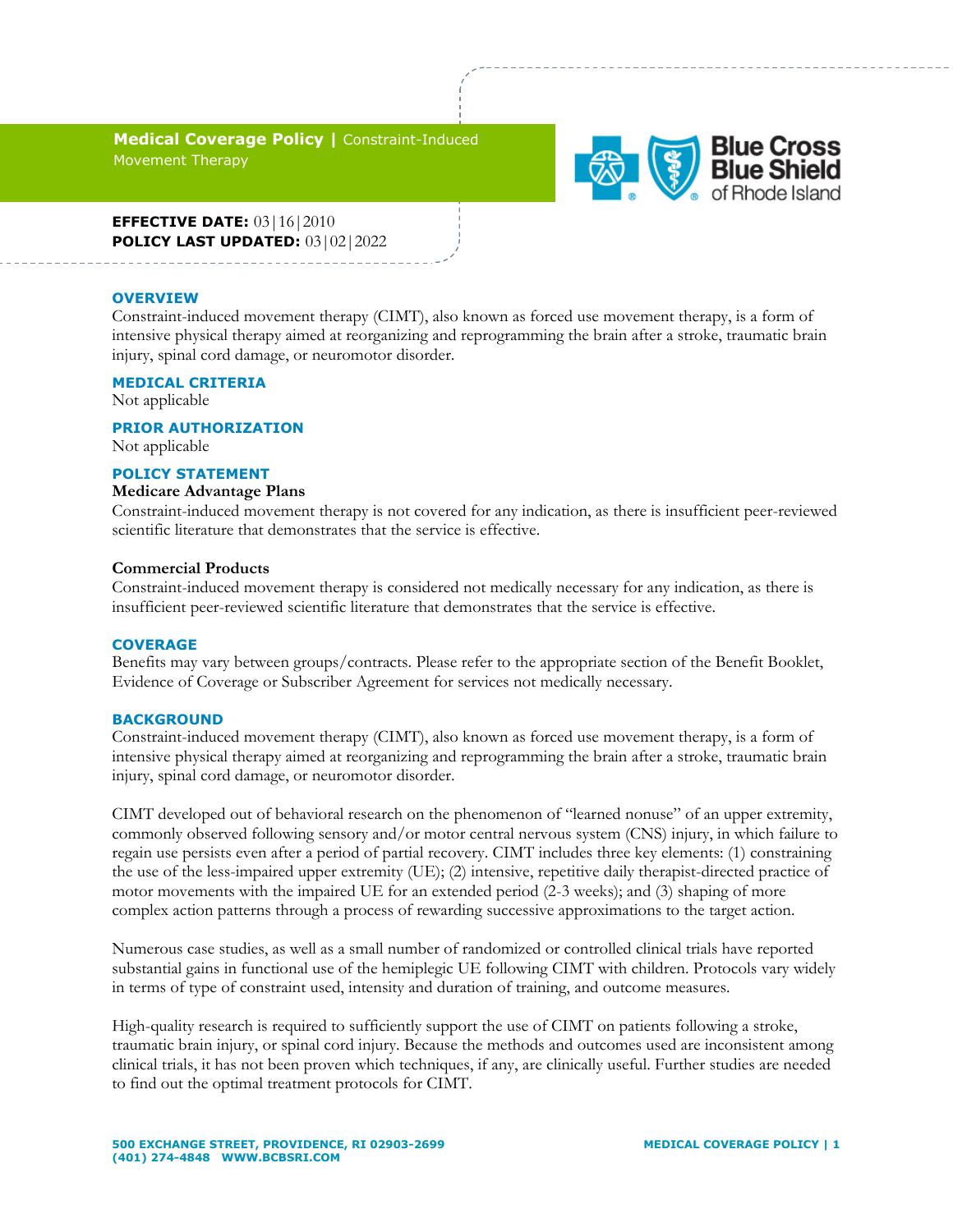**Medical Coverage Policy | Constraint-Induced Movement Therapy**

**EFFECTIVE DATE:** 03|16|2010
**POLICY LAST UPDATED:** 03|02|2022

## OVERVIEW

Constraint-induced movement therapy (CIMT), also known as forced use movement therapy, is a form of intensive physical therapy aimed at reorganizing and reprogramming the brain after a stroke, traumatic brain injury, spinal cord damage, or neuromotor disorder.

## MEDICAL CRITERIA

Not applicable

## PRIOR AUTHORIZATION

Not applicable

## POLICY STATEMENT

**Medicare Advantage Plans**

Constraint-induced movement therapy is not covered for any indication, as there is insufficient peer-reviewed scientific literature that demonstrates that the service is effective.

**Commercial Products**

Constraint-induced movement therapy is considered not medically necessary for any indication, as there is insufficient peer-reviewed scientific literature that demonstrates that the service is effective.

## COVERAGE

Benefits may vary between groups/contracts. Please refer to the appropriate section of the Benefit Booklet, Evidence of Coverage or Subscriber Agreement for services not medically necessary.

## BACKGROUND

Constraint-induced movement therapy (CIMT), also known as forced use movement therapy, is a form of intensive physical therapy aimed at reorganizing and reprogramming the brain after a stroke, traumatic brain injury, spinal cord damage, or neuromotor disorder.

CIMT developed out of behavioral research on the phenomenon of "learned nonuse" of an upper extremity, commonly observed following sensory and/or motor central nervous system (CNS) injury, in which failure to regain use persists even after a period of partial recovery. CIMT includes three key elements: (1) constraining the use of the less-impaired upper extremity (UE); (2) intensive, repetitive daily therapist-directed practice of motor movements with the impaired UE for an extended period (2-3 weeks); and (3) shaping of more complex action patterns through a process of rewarding successive approximations to the target action.

Numerous case studies, as well as a small number of randomized or controlled clinical trials have reported substantial gains in functional use of the hemiplegic UE following CIMT with children. Protocols vary widely in terms of type of constraint used, intensity and duration of training, and outcome measures.

High-quality research is required to sufficiently support the use of CIMT on patients following a stroke, traumatic brain injury, or spinal cord injury. Because the methods and outcomes used are inconsistent among clinical trials, it has not been proven which techniques, if any, are clinically useful. Further studies are needed to find out the optimal treatment protocols for CIMT.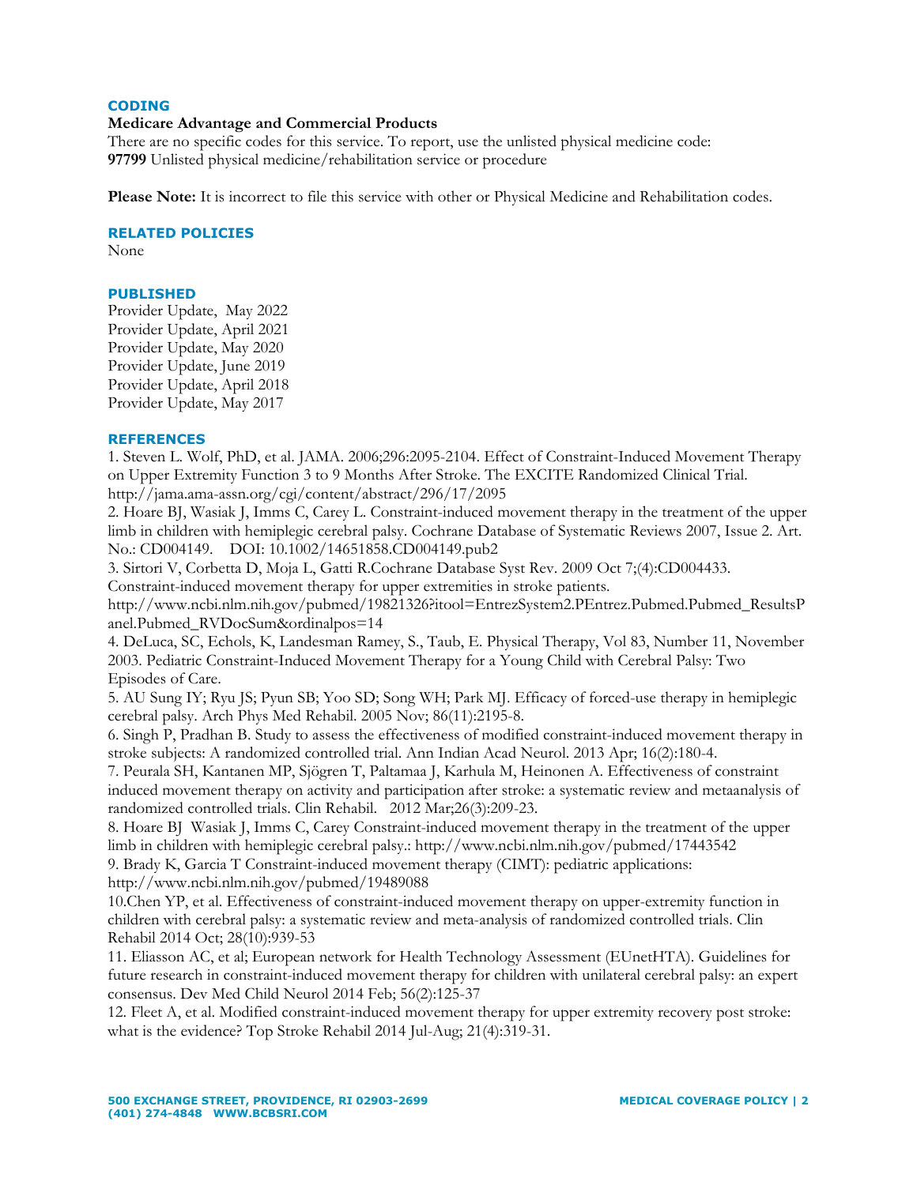## CODING

**Medicare Advantage and Commercial Products**

There are no specific codes for this service. To report, use the unlisted physical medicine code:
**97799** Unlisted physical medicine/rehabilitation service or procedure

**Please Note:** It is incorrect to file this service with other or Physical Medicine and Rehabilitation codes.

## RELATED POLICIES

None

## PUBLISHED

Provider Update, May 2022
Provider Update, April 2021
Provider Update, May 2020
Provider Update, June 2019
Provider Update, April 2018
Provider Update, May 2017

## REFERENCES

1. Steven L. Wolf, PhD, et al. JAMA. 2006;296:2095-2104. Effect of Constraint-Induced Movement Therapy on Upper Extremity Function 3 to 9 Months After Stroke. The EXCITE Randomized Clinical Trial. http://jama.ama-assn.org/cgi/content/abstract/296/17/2095
2. Hoare BJ, Wasiak J, Imms C, Carey L. Constraint-induced movement therapy in the treatment of the upper limb in children with hemiplegic cerebral palsy. Cochrane Database of Systematic Reviews 2007, Issue 2. Art. No.: CD004149. DOI: 10.1002/14651858.CD004149.pub2
3. Sirtori V, Corbetta D, Moja L, Gatti R.Cochrane Database Syst Rev. 2009 Oct 7;(4):CD004433. Constraint-induced movement therapy for upper extremities in stroke patients. http://www.ncbi.nlm.nih.gov/pubmed/19821326?itool=EntrezSystem2.PEntrez.Pubmed.Pubmed_ResultsPanel.Pubmed_RVDocSum&ordinalpos=14
4. DeLuca, SC, Echols, K, Landesman Ramey, S., Taub, E. Physical Therapy, Vol 83, Number 11, November 2003. Pediatric Constraint-Induced Movement Therapy for a Young Child with Cerebral Palsy: Two Episodes of Care.
5. AU Sung IY; Ryu JS; Pyun SB; Yoo SD; Song WH; Park MJ. Efficacy of forced-use therapy in hemiplegic cerebral palsy. Arch Phys Med Rehabil. 2005 Nov; 86(11):2195-8.
6. Singh P, Pradhan B. Study to assess the effectiveness of modified constraint-induced movement therapy in stroke subjects: A randomized controlled trial. Ann Indian Acad Neurol. 2013 Apr; 16(2):180-4.
7. Peurala SH, Kantanen MP, Sjögren T, Paltamaa J, Karhula M, Heinonen A. Effectiveness of constraint induced movement therapy on activity and participation after stroke: a systematic review and metaanalysis of randomized controlled trials. Clin Rehabil. 2012 Mar;26(3):209-23.
8. Hoare BJ Wasiak J, Imms C, Carey Constraint-induced movement therapy in the treatment of the upper limb in children with hemiplegic cerebral palsy.: http://www.ncbi.nlm.nih.gov/pubmed/17443542
9. Brady K, Garcia T Constraint-induced movement therapy (CIMT): pediatric applications: http://www.ncbi.nlm.nih.gov/pubmed/19489088
10. Chen YP, et al. Effectiveness of constraint-induced movement therapy on upper-extremity function in children with cerebral palsy: a systematic review and meta-analysis of randomized controlled trials. Clin Rehabil 2014 Oct; 28(10):939-53
11. Eliasson AC, et al; European network for Health Technology Assessment (EUnetHTA). Guidelines for future research in constraint-induced movement therapy for children with unilateral cerebral palsy: an expert consensus. Dev Med Child Neurol 2014 Feb; 56(2):125-37
12. Fleet A, et al. Modified constraint-induced movement therapy for upper extremity recovery post stroke: what is the evidence? Top Stroke Rehabil 2014 Jul-Aug; 21(4):319-31.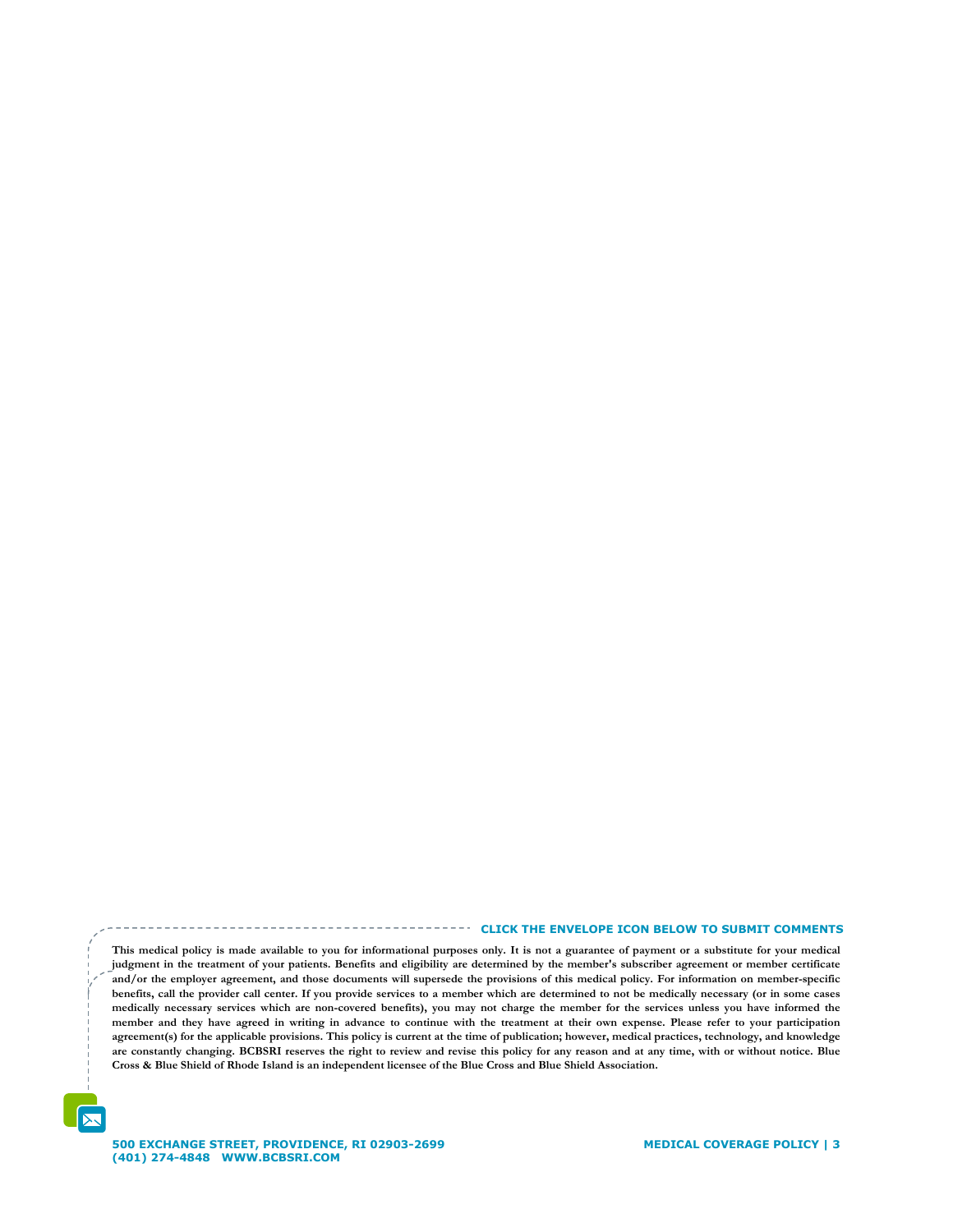CLICK THE ENVELOPE ICON BELOW TO SUBMIT COMMENTS

**This medical policy is made available to you for informational purposes only. It is not a guarantee of payment or a substitute for your medical judgment in the treatment of your patients. Benefits and eligibility are determined by the member's subscriber agreement or member certificate and/or the employer agreement, and those documents will supersede the provisions of this medical policy. For information on member-specific benefits, call the provider call center. If you provide services to a member which are determined to not be medically necessary (or in some cases medically necessary services which are non-covered benefits), you may not charge the member for the services unless you have informed the member and they have agreed in writing in advance to continue with the treatment at their own expense. Please refer to your participation agreement(s) for the applicable provisions. This policy is current at the time of publication; however, medical practices, technology, and knowledge are constantly changing. BCBSRI reserves the right to review and revise this policy for any reason and at any time, with or without notice. Blue Cross & Blue Shield of Rhode Island is an independent licensee of the Blue Cross and Blue Shield Association.**

500 EXCHANGE STREET, PROVIDENCE, RI 02903-2699
(401) 274-4848 WWW.BCBSRI.COM